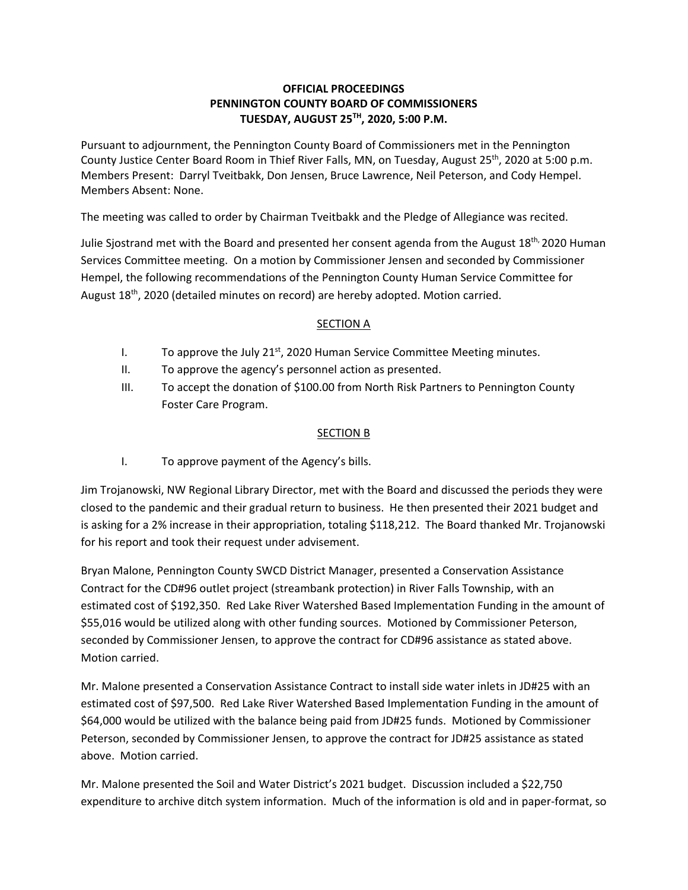**OFFICIAL PROCEEDINGS**
**PENNINGTON COUNTY BOARD OF COMMISSIONERS**
**TUESDAY, AUGUST 25TH, 2020, 5:00 P.M.**

Pursuant to adjournment, the Pennington County Board of Commissioners met in the Pennington County Justice Center Board Room in Thief River Falls, MN, on Tuesday, August 25th, 2020 at 5:00 p.m. Members Present: Darryl Tveitbakk, Don Jensen, Bruce Lawrence, Neil Peterson, and Cody Hempel. Members Absent: None.

The meeting was called to order by Chairman Tveitbakk and the Pledge of Allegiance was recited.

Julie Sjostrand met with the Board and presented her consent agenda from the August 18th, 2020 Human Services Committee meeting. On a motion by Commissioner Jensen and seconded by Commissioner Hempel, the following recommendations of the Pennington County Human Service Committee for August 18th, 2020 (detailed minutes on record) are hereby adopted. Motion carried.

SECTION A

I. To approve the July 21st, 2020 Human Service Committee Meeting minutes.
II. To approve the agency's personnel action as presented.
III. To accept the donation of $100.00 from North Risk Partners to Pennington County Foster Care Program.

SECTION B

I. To approve payment of the Agency's bills.

Jim Trojanowski, NW Regional Library Director, met with the Board and discussed the periods they were closed to the pandemic and their gradual return to business. He then presented their 2021 budget and is asking for a 2% increase in their appropriation, totaling $118,212. The Board thanked Mr. Trojanowski for his report and took their request under advisement.

Bryan Malone, Pennington County SWCD District Manager, presented a Conservation Assistance Contract for the CD#96 outlet project (streambank protection) in River Falls Township, with an estimated cost of $192,350. Red Lake River Watershed Based Implementation Funding in the amount of $55,016 would be utilized along with other funding sources. Motioned by Commissioner Peterson, seconded by Commissioner Jensen, to approve the contract for CD#96 assistance as stated above. Motion carried.

Mr. Malone presented a Conservation Assistance Contract to install side water inlets in JD#25 with an estimated cost of $97,500. Red Lake River Watershed Based Implementation Funding in the amount of $64,000 would be utilized with the balance being paid from JD#25 funds. Motioned by Commissioner Peterson, seconded by Commissioner Jensen, to approve the contract for JD#25 assistance as stated above. Motion carried.

Mr. Malone presented the Soil and Water District's 2021 budget. Discussion included a $22,750 expenditure to archive ditch system information. Much of the information is old and in paper-format, so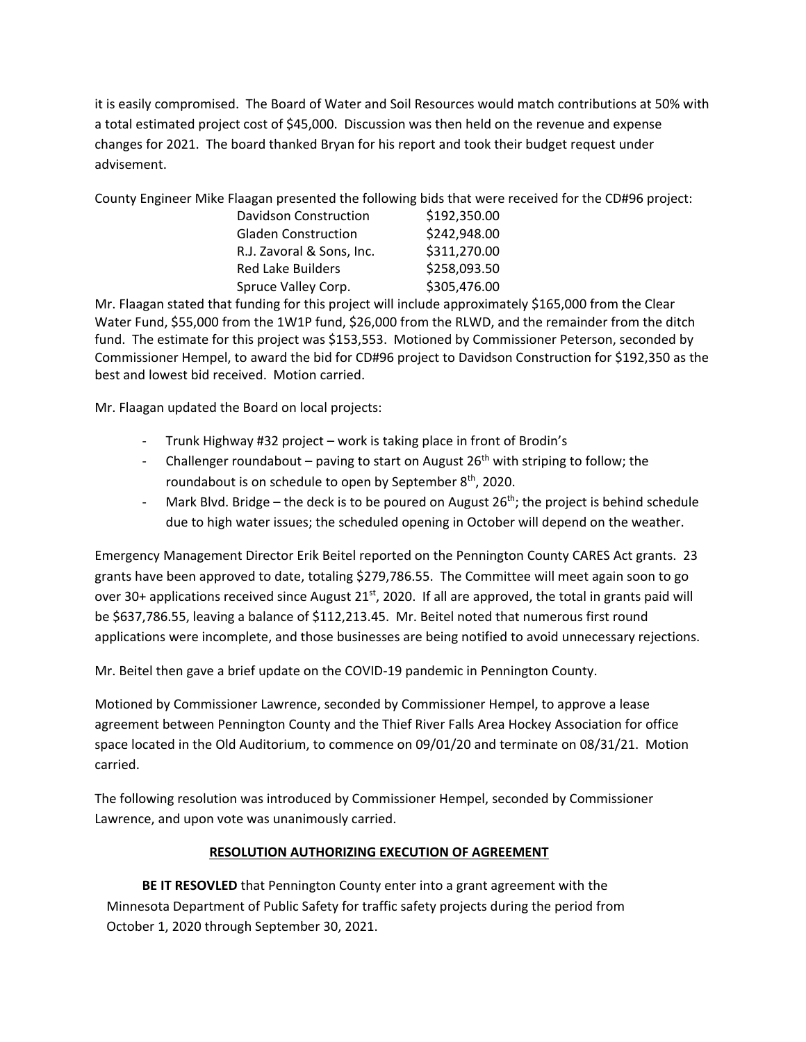it is easily compromised. The Board of Water and Soil Resources would match contributions at 50% with a total estimated project cost of $45,000. Discussion was then held on the revenue and expense changes for 2021. The board thanked Bryan for his report and took their budget request under advisement.

County Engineer Mike Flaagan presented the following bids that were received for the CD#96 project:

| | |
|---|---|
| Davidson Construction | $192,350.00 |
| Gladen Construction | $242,948.00 |
| R.J. Zavoral & Sons, Inc. | $311,270.00 |
| Red Lake Builders | $258,093.50 |
| Spruce Valley Corp. | $305,476.00 |

Mr. Flaagan stated that funding for this project will include approximately $165,000 from the Clear Water Fund, $55,000 from the 1W1P fund, $26,000 from the RLWD, and the remainder from the ditch fund. The estimate for this project was $153,553. Motioned by Commissioner Peterson, seconded by Commissioner Hempel, to award the bid for CD#96 project to Davidson Construction for $192,350 as the best and lowest bid received. Motion carried.

Mr. Flaagan updated the Board on local projects:

- Trunk Highway #32 project – work is taking place in front of Brodin's
- Challenger roundabout – paving to start on August 26th with striping to follow; the roundabout is on schedule to open by September 8th, 2020.
- Mark Blvd. Bridge – the deck is to be poured on August 26th; the project is behind schedule due to high water issues; the scheduled opening in October will depend on the weather.

Emergency Management Director Erik Beitel reported on the Pennington County CARES Act grants. 23 grants have been approved to date, totaling $279,786.55. The Committee will meet again soon to go over 30+ applications received since August 21st, 2020. If all are approved, the total in grants paid will be $637,786.55, leaving a balance of $112,213.45. Mr. Beitel noted that numerous first round applications were incomplete, and those businesses are being notified to avoid unnecessary rejections.

Mr. Beitel then gave a brief update on the COVID-19 pandemic in Pennington County.

Motioned by Commissioner Lawrence, seconded by Commissioner Hempel, to approve a lease agreement between Pennington County and the Thief River Falls Area Hockey Association for office space located in the Old Auditorium, to commence on 09/01/20 and terminate on 08/31/21. Motion carried.

The following resolution was introduced by Commissioner Hempel, seconded by Commissioner Lawrence, and upon vote was unanimously carried.

## RESOLUTION AUTHORIZING EXECUTION OF AGREEMENT

**BE IT RESOVLED** that Pennington County enter into a grant agreement with the Minnesota Department of Public Safety for traffic safety projects during the period from October 1, 2020 through September 30, 2021.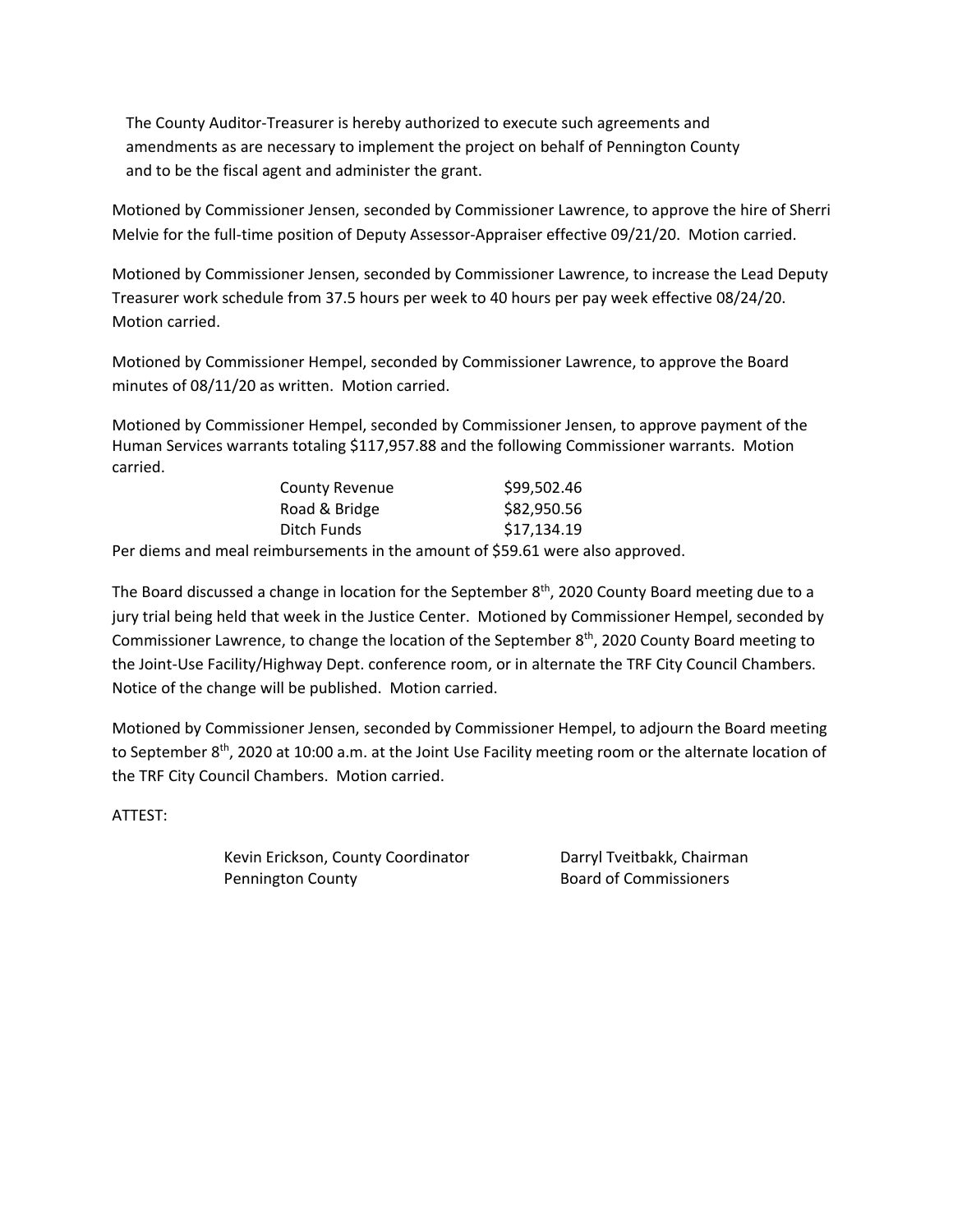The County Auditor-Treasurer is hereby authorized to execute such agreements and amendments as are necessary to implement the project on behalf of Pennington County and to be the fiscal agent and administer the grant.

Motioned by Commissioner Jensen, seconded by Commissioner Lawrence, to approve the hire of Sherri Melvie for the full-time position of Deputy Assessor-Appraiser effective 09/21/20. Motion carried.

Motioned by Commissioner Jensen, seconded by Commissioner Lawrence, to increase the Lead Deputy Treasurer work schedule from 37.5 hours per week to 40 hours per pay week effective 08/24/20. Motion carried.

Motioned by Commissioner Hempel, seconded by Commissioner Lawrence, to approve the Board minutes of 08/11/20 as written. Motion carried.

Motioned by Commissioner Hempel, seconded by Commissioner Jensen, to approve payment of the Human Services warrants totaling $117,957.88 and the following Commissioner warrants. Motion carried.

| | |
|---|---|
| County Revenue | $99,502.46 |
| Road & Bridge | $82,950.56 |
| Ditch Funds | $17,134.19 |

Per diems and meal reimbursements in the amount of $59.61 were also approved.

The Board discussed a change in location for the September 8th, 2020 County Board meeting due to a jury trial being held that week in the Justice Center. Motioned by Commissioner Hempel, seconded by Commissioner Lawrence, to change the location of the September 8th, 2020 County Board meeting to the Joint-Use Facility/Highway Dept. conference room, or in alternate the TRF City Council Chambers. Notice of the change will be published. Motion carried.

Motioned by Commissioner Jensen, seconded by Commissioner Hempel, to adjourn the Board meeting to September 8th, 2020 at 10:00 a.m. at the Joint Use Facility meeting room or the alternate location of the TRF City Council Chambers. Motion carried.

ATTEST:

Kevin Erickson, County Coordinator
Pennington County

Darryl Tveitbakk, Chairman
Board of Commissioners